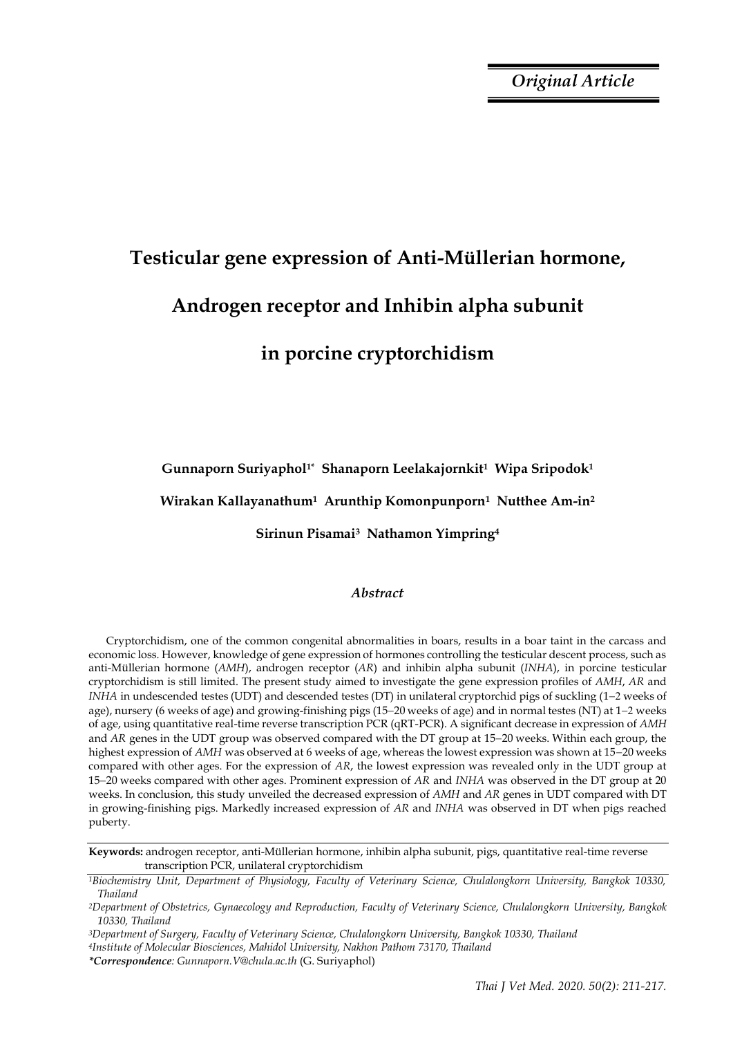*Original Article*

# Testicular gene expression of Anti-Müllerian hormone, Androgen receptor and Inhibin alpha subunit in porcine cryptorchidism

**Gunnaporn Suriyaphol[1*] Shanaporn Leelakajornkit[1] Wipa Sripodok[1] Wirakan Kallayanathum[1] Arunthip Komonpunporn[1] Nutthee Am-in[2] Sirinun Pisamai[3] Nathamon Yimpring[4]**

### *Abstract*

Cryptorchidism, one of the common congenital abnormalities in boars, results in a boar taint in the carcass and economic loss. However, knowledge of gene expression of hormones controlling the testicular descent process, such as anti-Müllerian hormone (*AMH*), androgen receptor (*AR*) and inhibin alpha subunit (*INHA*), in porcine testicular cryptorchidism is still limited. The present study aimed to investigate the gene expression profiles of *AMH*, *AR* and *INHA* in undescended testes (UDT) and descended testes (DT) in unilateral cryptorchid pigs of suckling (1−2 weeks of age), nursery (6 weeks of age) and growing-finishing pigs (15–20 weeks of age) and in normal testes (NT) at 1–2 weeks of age, using quantitative real-time reverse transcription PCR (qRT-PCR). A significant decrease in expression of *AMH* and *AR* genes in the UDT group was observed compared with the DT group at 15–20 weeks. Within each group, the highest expression of *AMH* was observed at 6 weeks of age, whereas the lowest expression was shown at 15–20 weeks compared with other ages. For the expression of *AR*, the lowest expression was revealed only in the UDT group at 15–20 weeks compared with other ages. Prominent expression of *AR* and *INHA* was observed in the DT group at 20 weeks. In conclusion, this study unveiled the decreased expression of *AMH* and *AR* genes in UDT compared with DT in growing-finishing pigs. Markedly increased expression of *AR* and *INHA* was observed in DT when pigs reached puberty.

**Keywords:** androgen receptor, anti-Müllerian hormone, inhibin alpha subunit, pigs, quantitative real-time reverse transcription PCR, unilateral cryptorchidism

[1]*Biochemistry Unit, Department of Physiology, Faculty of Veterinary Science, Chulalongkorn University, Bangkok 10330, Thailand*

[2]*Department of Obstetrics, Gynaecology and Reproduction, Faculty of Veterinary Science, Chulalongkorn University, Bangkok 10330, Thailand*

[3]*Department of Surgery, Faculty of Veterinary Science, Chulalongkorn University, Bangkok 10330, Thailand*

[4]*Institute of Molecular Biosciences, Mahidol University, Nakhon Pathom 73170, Thailand*

***Correspondence**: Gunnaporn.V@chula.ac.th* (G. Suriyaphol)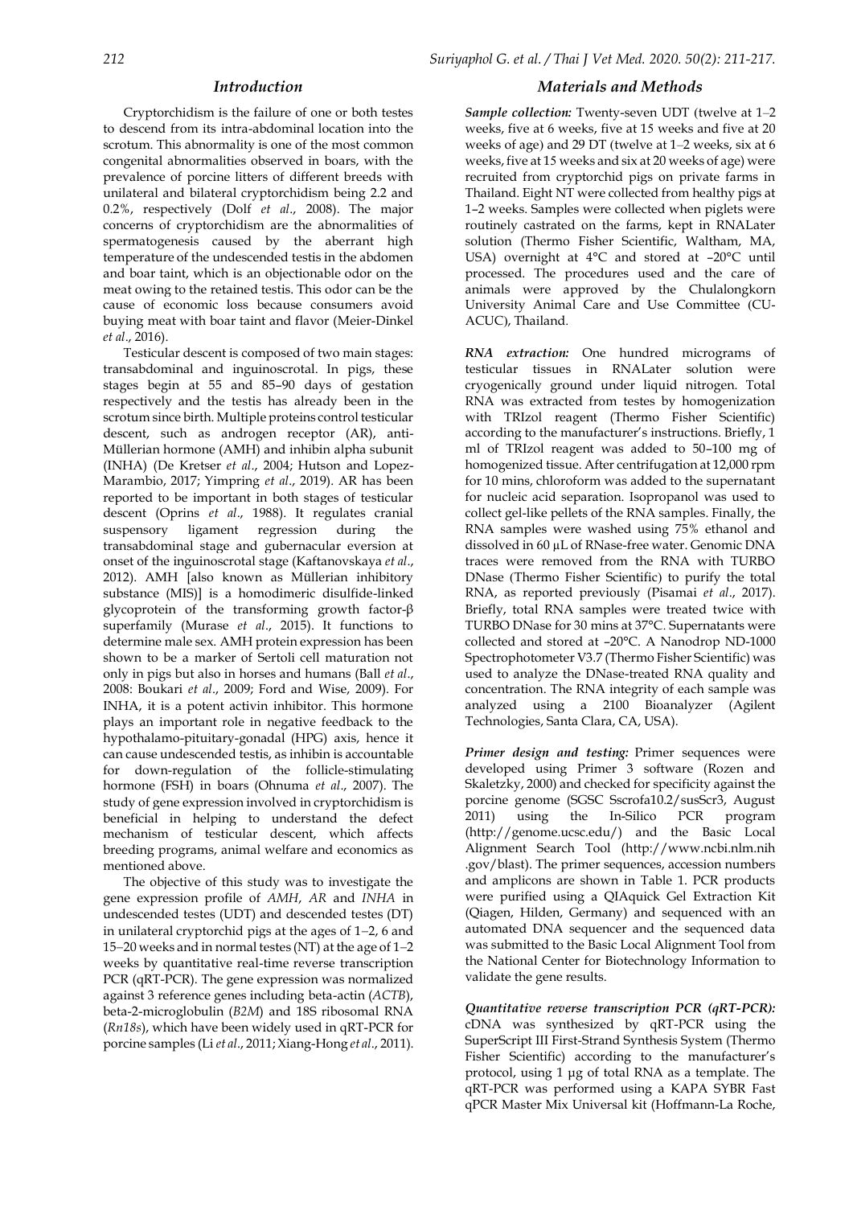## Introduction

Cryptorchidism is the failure of one or both testes to descend from its intra-abdominal location into the scrotum. This abnormality is one of the most common congenital abnormalities observed in boars, with the prevalence of porcine litters of different breeds with unilateral and bilateral cryptorchidism being 2.2 and 0.2%, respectively (Dolf *et al*., 2008). The major concerns of cryptorchidism are the abnormalities of spermatogenesis caused by the aberrant high temperature of the undescended testis in the abdomen and boar taint, which is an objectionable odor on the meat owing to the retained testis. This odor can be the cause of economic loss because consumers avoid buying meat with boar taint and flavor (Meier-Dinkel *et al*., 2016).

Testicular descent is composed of two main stages: transabdominal and inguinoscrotal. In pigs, these stages begin at 55 and 85–90 days of gestation respectively and the testis has already been in the scrotum since birth. Multiple proteins control testicular descent, such as androgen receptor (AR), anti-Müllerian hormone (AMH) and inhibin alpha subunit (INHA) (De Kretser *et al*., 2004; Hutson and Lopez-Marambio, 2017; Yimpring *et al*., 2019). AR has been reported to be important in both stages of testicular descent (Oprins *et al*., 1988). It regulates cranial suspensory ligament regression during the transabdominal stage and gubernacular eversion at onset of the inguinoscrotal stage (Kaftanovskaya *et al*., 2012). AMH [also known as Müllerian inhibitory substance (MIS)] is a homodimeric disulfide-linked glycoprotein of the transforming growth factor-β superfamily (Murase *et al*., 2015). It functions to determine male sex. AMH protein expression has been shown to be a marker of Sertoli cell maturation not only in pigs but also in horses and humans (Ball *et al*., 2008: Boukari *et al*., 2009; Ford and Wise, 2009). For INHA, it is a potent activin inhibitor. This hormone plays an important role in negative feedback to the hypothalamo-pituitary-gonadal (HPG) axis, hence it can cause undescended testis, as inhibin is accountable for down-regulation of the follicle-stimulating hormone (FSH) in boars (Ohnuma *et al*., 2007). The study of gene expression involved in cryptorchidism is beneficial in helping to understand the defect mechanism of testicular descent, which affects breeding programs, animal welfare and economics as mentioned above.

The objective of this study was to investigate the gene expression profile of *AMH*, *AR* and *INHA* in undescended testes (UDT) and descended testes (DT) in unilateral cryptorchid pigs at the ages of 1–2, 6 and 15–20 weeks and in normal testes (NT) at the age of 1–2 weeks by quantitative real-time reverse transcription PCR (qRT-PCR). The gene expression was normalized against 3 reference genes including beta-actin (*ACTB*), beta-2-microglobulin (*B2M*) and 18S ribosomal RNA (*Rn18s*), which have been widely used in qRT-PCR for porcine samples (Li *et al*., 2011; Xiang-Hong *et al*., 2011).

## Materials and Methods

***Sample collection:*** Twenty-seven UDT (twelve at 1–2 weeks, five at 6 weeks, five at 15 weeks and five at 20 weeks of age) and 29 DT (twelve at 1–2 weeks, six at 6 weeks, five at 15 weeks and six at 20 weeks of age) were recruited from cryptorchid pigs on private farms in Thailand. Eight NT were collected from healthy pigs at 1–2 weeks. Samples were collected when piglets were routinely castrated on the farms, kept in RNALater solution (Thermo Fisher Scientific, Waltham, MA, USA) overnight at 4°C and stored at –20°C until processed. The procedures used and the care of animals were approved by the Chulalongkorn University Animal Care and Use Committee (CU-ACUC), Thailand.

***RNA extraction:*** One hundred micrograms of testicular tissues in RNALater solution were cryogenically ground under liquid nitrogen. Total RNA was extracted from testes by homogenization with TRIzol reagent (Thermo Fisher Scientific) according to the manufacturer's instructions. Briefly, 1 ml of TRIzol reagent was added to 50–100 mg of homogenized tissue. After centrifugation at 12,000 rpm for 10 mins, chloroform was added to the supernatant for nucleic acid separation. Isopropanol was used to collect gel-like pellets of the RNA samples. Finally, the RNA samples were washed using 75% ethanol and dissolved in 60 µL of RNase-free water. Genomic DNA traces were removed from the RNA with TURBO DNase (Thermo Fisher Scientific) to purify the total RNA, as reported previously (Pisamai *et al*., 2017). Briefly, total RNA samples were treated twice with TURBO DNase for 30 mins at 37°C. Supernatants were collected and stored at –20°C. A Nanodrop ND-1000 Spectrophotometer V3.7 (Thermo Fisher Scientific) was used to analyze the DNase-treated RNA quality and concentration. The RNA integrity of each sample was analyzed using a 2100 Bioanalyzer (Agilent Technologies, Santa Clara, CA, USA).

***Primer design and testing:*** Primer sequences were developed using Primer 3 software (Rozen and Skaletzky, 2000) and checked for specificity against the porcine genome (SGSC Sscrofa10.2/susScr3, August 2011) using the In-Silico PCR program (http://genome.ucsc.edu/) and the Basic Local Alignment Search Tool (http://www.ncbi.nlm.nih.gov/blast). The primer sequences, accession numbers and amplicons are shown in Table 1. PCR products were purified using a QIAquick Gel Extraction Kit (Qiagen, Hilden, Germany) and sequenced with an automated DNA sequencer and the sequenced data was submitted to the Basic Local Alignment Tool from the National Center for Biotechnology Information to validate the gene results.

***Quantitative reverse transcription PCR (qRT-PCR):*** cDNA was synthesized by qRT-PCR using the SuperScript III First-Strand Synthesis System (Thermo Fisher Scientific) according to the manufacturer's protocol, using 1 µg of total RNA as a template. The qRT-PCR was performed using a KAPA SYBR Fast qPCR Master Mix Universal kit (Hoffmann-La Roche,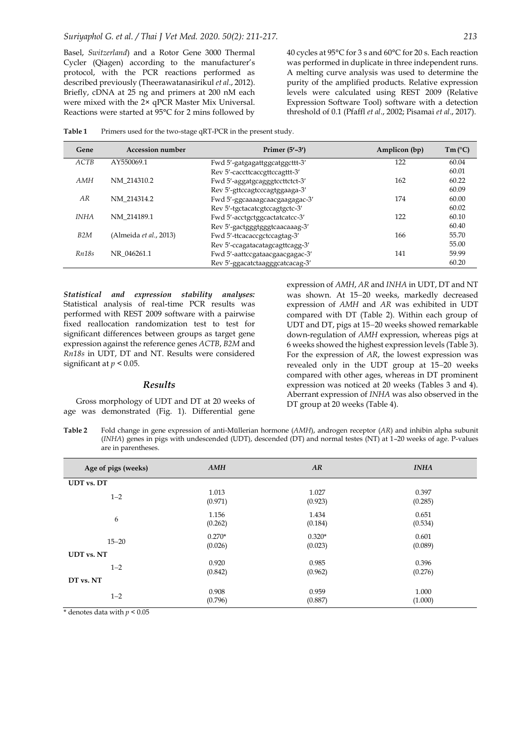Basel, *Switzerland*) and a Rotor Gene 3000 Thermal Cycler (Qiagen) according to the manufacturer's protocol, with the PCR reactions performed as described previously (Theerawatanasirikul *et al*., 2012). Briefly, cDNA at 25 ng and primers at 200 nM each were mixed with the 2× qPCR Master Mix Universal. Reactions were started at 95°C for 2 mins followed by 40 cycles at 95°C for 3 s and 60°C for 20 s. Each reaction was performed in duplicate in three independent runs. A melting curve analysis was used to determine the purity of the amplified products. Relative expression levels were calculated using REST 2009 (Relative Expression Software Tool) software with a detection threshold of 0.1 (Pfaffl *et al*., 2002; Pisamai *et al*., 2017).

**Table 1** Primers used for the two-stage qRT-PCR in the present study.

| Gene | Accession number | Primer (5′–3′) | Amplicon (bp) | Tm (°C) |
|---|---|---|---|---|
| *ACTB* | AY550069.1 | Fwd 5′-gatgagattggcatggcttt-3′ | 122 | 60.04 |
| | | Rev 5′-caccttcaccgttccagttt-3′ | | 60.01 |
| *AMH* | NM_214310.2 | Fwd 5′-aggatgcagggtccttctct-3′ | 162 | 60.22 |
| | | Rev 5′-gttccagtcccagtggaaga-3′ | | 60.09 |
| *AR* | NM_214314.2 | Fwd 5′-ggcaaaagcaacgaagagac-3′ | 174 | 60.00 |
| | | Rev 5′-tgctacatcgtccagtgctc-3′ | | 60.02 |
| *INHA* | NM_214189.1 | Fwd 5′-acctgctggcactatcatcc-3′ | 122 | 60.10 |
| | | Rev 5′-gactgggtgggtcaacaaag-3′ | | 60.40 |
| *B2M* | (Almeida *et al*., 2013) | Fwd 5′-ttcacaccgctccagtag-3′ | 166 | 55.70 |
| | | Rev 5′-ccagatacatagcagttcagg-3′ | | 55.00 |
| *Rn18s* | NR_046261.1 | Fwd 5′-aattccgataacgaacgagac-3′ | 141 | 59.99 |
| | | Rev 5′-ggacatctaagggcatcacag-3′ | | 60.20 |

***Statistical and expression stability analyses:*** Statistical analysis of real-time PCR results was performed with REST 2009 software with a pairwise fixed reallocation randomization test to test for significant differences between groups as target gene expression against the reference genes *ACTB*, *B2M* and *Rn18s* in UDT, DT and NT. Results were considered significant at $p < 0.05$.

## *Results*

Gross morphology of UDT and DT at 20 weeks of age was demonstrated (Fig. 1). Differential gene expression of *AMH*, *AR* and *INHA* in UDT, DT and NT was shown. At 15–20 weeks, markedly decreased expression of *AMH* and *AR* was exhibited in UDT compared with DT (Table 2). Within each group of UDT and DT, pigs at 15–20 weeks showed remarkable down-regulation of *AMH* expression, whereas pigs at 6 weeks showed the highest expression levels (Table 3). For the expression of *AR*, the lowest expression was revealed only in the UDT group at 15–20 weeks compared with other ages, whereas in DT prominent expression was noticed at 20 weeks (Tables 3 and 4). Aberrant expression of *INHA* was also observed in the DT group at 20 weeks (Table 4).

**Table 2** Fold change in gene expression of anti-Müllerian hormone (*AMH*), androgen receptor (*AR*) and inhibin alpha subunit (*INHA*) genes in pigs with undescended (UDT), descended (DT) and normal testes (NT) at 1–20 weeks of age. P-values are in parentheses.

| Age of pigs (weeks) | *AMH* | *AR* | *INHA* |
|---|---|---|---|
| **UDT vs. DT** | | | |
| 1–2 | 1.013 (0.971) | 1.027 (0.923) | 0.397 (0.285) |
| 6 | 1.156 (0.262) | 1.434 (0.184) | 0.651 (0.534) |
| 15–20 | 0.270* (0.026) | 0.320* (0.023) | 0.601 (0.089) |
| **UDT vs. NT** | | | |
| 1–2 | 0.920 (0.842) | 0.985 (0.962) | 0.396 (0.276) |
| **DT vs. NT** | | | |
| 1–2 | 0.908 (0.796) | 0.959 (0.887) | 1.000 (1.000) |

\* denotes data with $p < 0.05$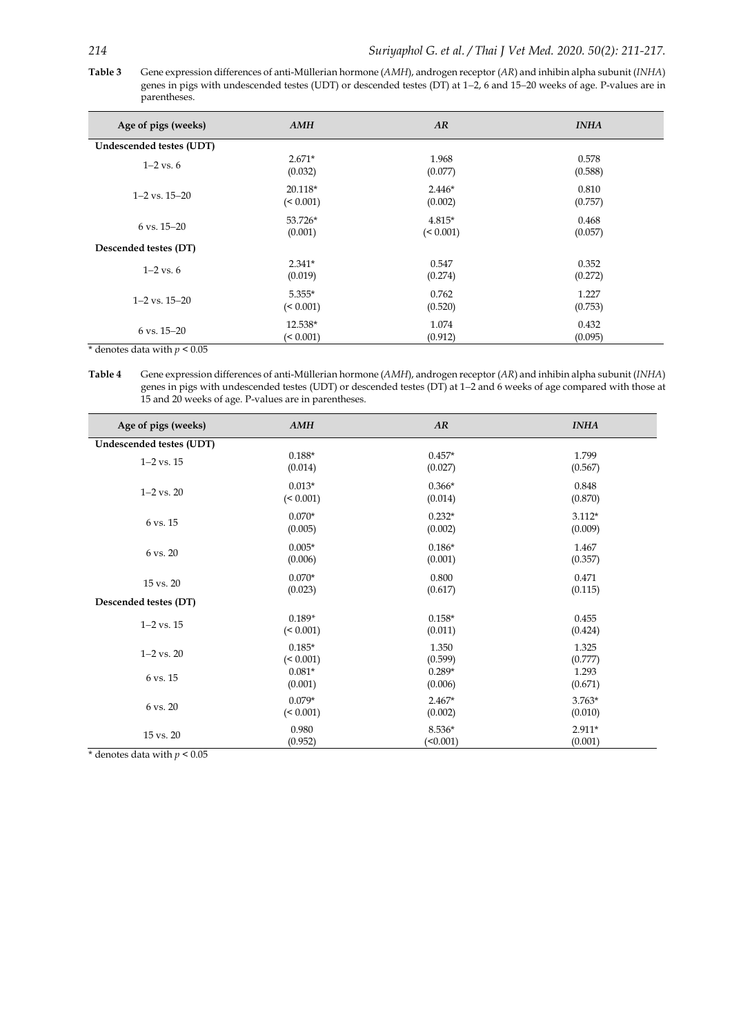**Table 3** Gene expression differences of anti-Müllerian hormone (*AMH*), androgen receptor (*AR*) and inhibin alpha subunit (*INHA*) genes in pigs with undescended testes (UDT) or descended testes (DT) at 1–2, 6 and 15–20 weeks of age. P-values are in parentheses.

| Age of pigs (weeks) | *AMH* | *AR* | *INHA* |
|---|---|---|---|
| **Undescended testes (UDT)** | | | |
| 1–2 vs. 6 | 2.671* (0.032) | 1.968 (0.077) | 0.578 (0.588) |
| 1–2 vs. 15–20 | 20.118* (< 0.001) | 2.446* (0.002) | 0.810 (0.757) |
| 6 vs. 15–20 | 53.726* (0.001) | 4.815* (< 0.001) | 0.468 (0.057) |
| **Descended testes (DT)** | | | |
| 1–2 vs. 6 | 2.341* (0.019) | 0.547 (0.274) | 0.352 (0.272) |
| 1–2 vs. 15–20 | 5.355* (< 0.001) | 0.762 (0.520) | 1.227 (0.753) |
| 6 vs. 15–20 | 12.538* (< 0.001) | 1.074 (0.912) | 0.432 (0.095) |

* denotes data with $p < 0.05$

**Table 4** Gene expression differences of anti-Müllerian hormone (*AMH*), androgen receptor (*AR*) and inhibin alpha subunit (*INHA*) genes in pigs with undescended testes (UDT) or descended testes (DT) at 1–2 and 6 weeks of age compared with those at 15 and 20 weeks of age. P-values are in parentheses.

| Age of pigs (weeks) | *AMH* | *AR* | *INHA* |
|---|---|---|---|
| **Undescended testes (UDT)** | | | |
| 1–2 vs. 15 | 0.188* (0.014) | 0.457* (0.027) | 1.799 (0.567) |
| 1–2 vs. 20 | 0.013* (< 0.001) | 0.366* (0.014) | 0.848 (0.870) |
| 6 vs. 15 | 0.070* (0.005) | 0.232* (0.002) | 3.112* (0.009) |
| 6 vs. 20 | 0.005* (0.006) | 0.186* (0.001) | 1.467 (0.357) |
| 15 vs. 20 | 0.070* (0.023) | 0.800 (0.617) | 0.471 (0.115) |
| **Descended testes (DT)** | | | |
| 1–2 vs. 15 | 0.189* (< 0.001) | 0.158* (0.011) | 0.455 (0.424) |
| 1–2 vs. 20 | 0.185* (< 0.001) | 1.350 (0.599) | 1.325 (0.777) |
| 6 vs. 15 | 0.081* (0.001) | 0.289* (0.006) | 1.293 (0.671) |
| 6 vs. 20 | 0.079* (< 0.001) | 2.467* (0.002) | 3.763* (0.010) |
| 15 vs. 20 | 0.980 (0.952) | 8.536* (<0.001) | 2.911* (0.001) |

* denotes data with $p < 0.05$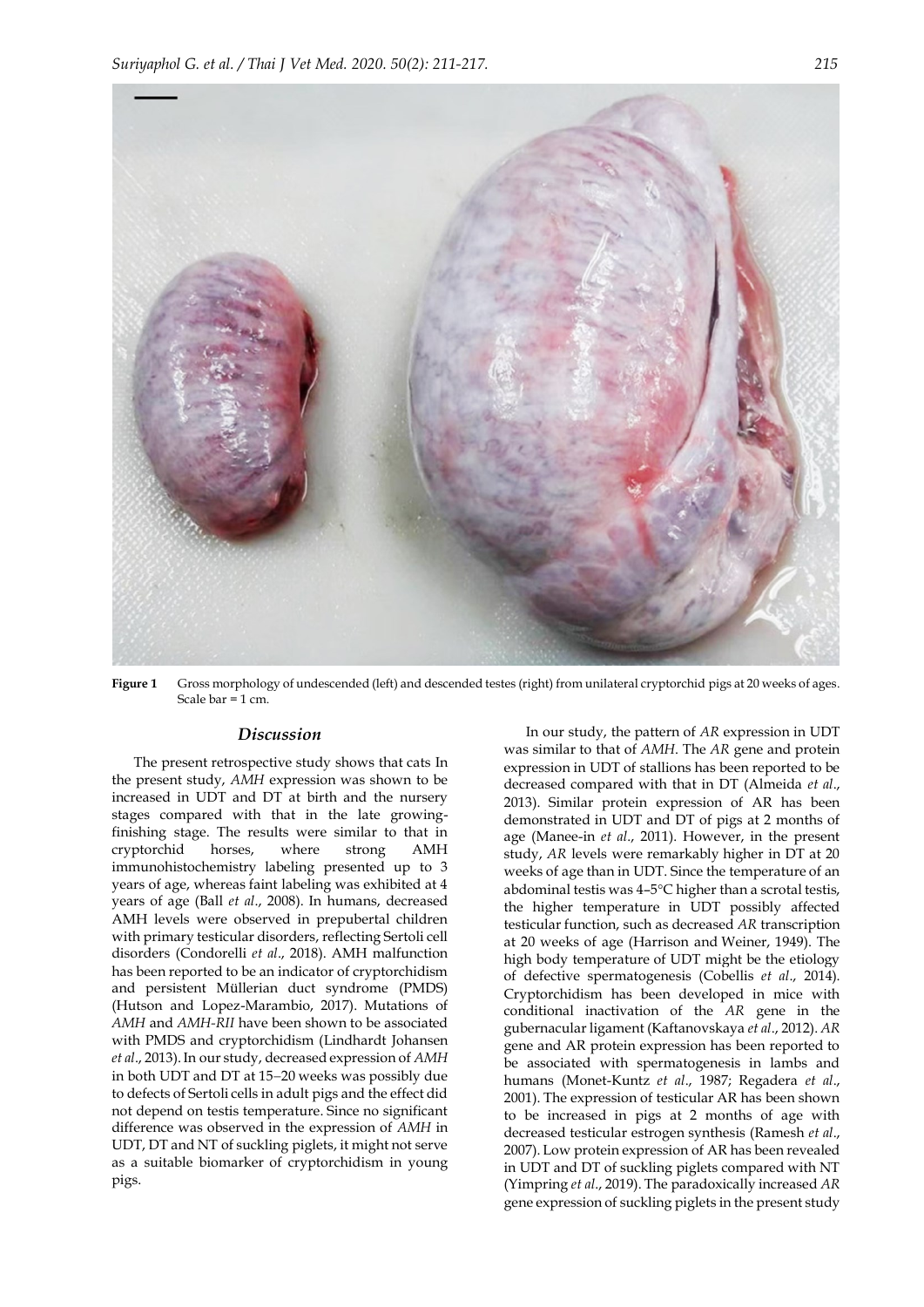**Figure 1** Gross morphology of undescended (left) and descended testes (right) from unilateral cryptorchid pigs at 20 weeks of ages. Scale bar = 1 cm.

## *Discussion*

The present retrospective study shows that cats In the present study, *AMH* expression was shown to be increased in UDT and DT at birth and the nursery stages compared with that in the late growing-finishing stage. The results were similar to that in cryptorchid horses, where strong AMH immunohistochemistry labeling presented up to 3 years of age, whereas faint labeling was exhibited at 4 years of age (Ball *et al*., 2008). In humans, decreased AMH levels were observed in prepubertal children with primary testicular disorders, reflecting Sertoli cell disorders (Condorelli *et al*., 2018). AMH malfunction has been reported to be an indicator of cryptorchidism and persistent Müllerian duct syndrome (PMDS) (Hutson and Lopez-Marambio, 2017). Mutations of *AMH* and *AMH-RII* have been shown to be associated with PMDS and cryptorchidism (Lindhardt Johansen *et al*., 2013). In our study, decreased expression of *AMH* in both UDT and DT at 15–20 weeks was possibly due to defects of Sertoli cells in adult pigs and the effect did not depend on testis temperature. Since no significant difference was observed in the expression of *AMH* in UDT, DT and NT of suckling piglets, it might not serve as a suitable biomarker of cryptorchidism in young pigs.

In our study, the pattern of *AR* expression in UDT was similar to that of *AMH*. The *AR* gene and protein expression in UDT of stallions has been reported to be decreased compared with that in DT (Almeida *et al*., 2013). Similar protein expression of AR has been demonstrated in UDT and DT of pigs at 2 months of age (Manee-in *et al*., 2011). However, in the present study, *AR* levels were remarkably higher in DT at 20 weeks of age than in UDT. Since the temperature of an abdominal testis was 4–5°C higher than a scrotal testis, the higher temperature in UDT possibly affected testicular function, such as decreased *AR* transcription at 20 weeks of age (Harrison and Weiner, 1949). The high body temperature of UDT might be the etiology of defective spermatogenesis (Cobellis *et al*., 2014). Cryptorchidism has been developed in mice with conditional inactivation of the *AR* gene in the gubernacular ligament (Kaftanovskaya *et al*., 2012). *AR* gene and AR protein expression has been reported to be associated with spermatogenesis in lambs and humans (Monet-Kuntz *et al*., 1987; Regadera *et al*., 2001). The expression of testicular AR has been shown to be increased in pigs at 2 months of age with decreased testicular estrogen synthesis (Ramesh *et al*., 2007). Low protein expression of AR has been revealed in UDT and DT of suckling piglets compared with NT (Yimpring *et al*., 2019). The paradoxically increased *AR* gene expression of suckling piglets in the present study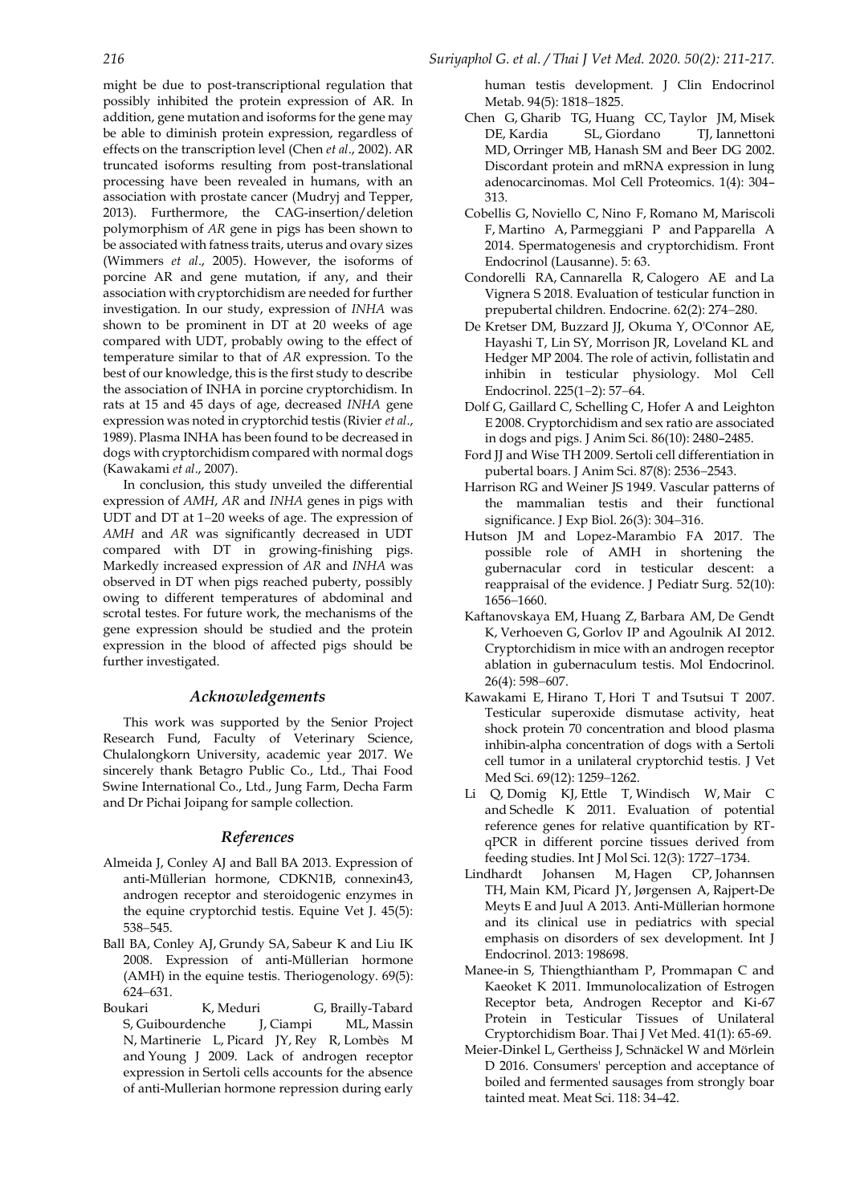might be due to post-transcriptional regulation that possibly inhibited the protein expression of AR. In addition, gene mutation and isoforms for the gene may be able to diminish protein expression, regardless of effects on the transcription level (Chen *et al*., 2002). AR truncated isoforms resulting from post-translational processing have been revealed in humans, with an association with prostate cancer (Mudryj and Tepper, 2013). Furthermore, the CAG-insertion/deletion polymorphism of *AR* gene in pigs has been shown to be associated with fatness traits, uterus and ovary sizes (Wimmers *et al*., 2005). However, the isoforms of porcine AR and gene mutation, if any, and their association with cryptorchidism are needed for further investigation. In our study, expression of *INHA* was shown to be prominent in DT at 20 weeks of age compared with UDT, probably owing to the effect of temperature similar to that of *AR* expression. To the best of our knowledge, this is the first study to describe the association of INHA in porcine cryptorchidism. In rats at 15 and 45 days of age, decreased *INHA* gene expression was noted in cryptorchid testis (Rivier *et al*., 1989). Plasma INHA has been found to be decreased in dogs with cryptorchidism compared with normal dogs (Kawakami *et al*., 2007).

In conclusion, this study unveiled the differential expression of *AMH*, *AR* and *INHA* genes in pigs with UDT and DT at 1–20 weeks of age. The expression of *AMH* and *AR* was significantly decreased in UDT compared with DT in growing-finishing pigs. Markedly increased expression of *AR* and *INHA* was observed in DT when pigs reached puberty, possibly owing to different temperatures of abdominal and scrotal testes. For future work, the mechanisms of the gene expression should be studied and the protein expression in the blood of affected pigs should be further investigated.

## Acknowledgements

This work was supported by the Senior Project Research Fund, Faculty of Veterinary Science, Chulalongkorn University, academic year 2017. We sincerely thank Betagro Public Co., Ltd., Thai Food Swine International Co., Ltd., Jung Farm, Decha Farm and Dr Pichai Joipang for sample collection.

## References

Almeida J, Conley AJ and Ball BA 2013. Expression of anti-Müllerian hormone, CDKN1B, connexin43, androgen receptor and steroidogenic enzymes in the equine cryptorchid testis. Equine Vet J. 45(5): 538–545.

Ball BA, Conley AJ, Grundy SA, Sabeur K and Liu IK 2008. Expression of anti-Müllerian hormone (AMH) in the equine testis. Theriogenology. 69(5): 624–631.

Boukari K, Meduri G, Brailly-Tabard S, Guibourdenche J, Ciampi ML, Massin N, Martinerie L, Picard JY, Rey R, Lombès M and Young J 2009. Lack of androgen receptor expression in Sertoli cells accounts for the absence of anti-Mullerian hormone repression during early human testis development. J Clin Endocrinol Metab. 94(5): 1818–1825.

Chen G, Gharib TG, Huang CC, Taylor JM, Misek DE, Kardia SL, Giordano TJ, Iannettoni MD, Orringer MB, Hanash SM and Beer DG 2002. Discordant protein and mRNA expression in lung adenocarcinomas. Mol Cell Proteomics. 1(4): 304–313.

Cobellis G, Noviello C, Nino F, Romano M, Mariscoli F, Martino A, Parmeggiani P and Papparella A 2014. Spermatogenesis and cryptorchidism. Front Endocrinol (Lausanne). 5: 63.

Condorelli RA, Cannarella R, Calogero AE and La Vignera S 2018. Evaluation of testicular function in prepubertal children. Endocrine. 62(2): 274–280.

De Kretser DM, Buzzard JJ, Okuma Y, O'Connor AE, Hayashi T, Lin SY, Morrison JR, Loveland KL and Hedger MP 2004. The role of activin, follistatin and inhibin in testicular physiology. Mol Cell Endocrinol. 225(1–2): 57–64.

Dolf G, Gaillard C, Schelling C, Hofer A and Leighton E 2008. Cryptorchidism and sex ratio are associated in dogs and pigs. J Anim Sci. 86(10): 2480–2485.

Ford JJ and Wise TH 2009. Sertoli cell differentiation in pubertal boars. J Anim Sci. 87(8): 2536–2543.

Harrison RG and Weiner JS 1949. Vascular patterns of the mammalian testis and their functional significance. J Exp Biol. 26(3): 304–316.

Hutson JM and Lopez-Marambio FA 2017. The possible role of AMH in shortening the gubernacular cord in testicular descent: a reappraisal of the evidence. J Pediatr Surg. 52(10): 1656–1660.

Kaftanovskaya EM, Huang Z, Barbara AM, De Gendt K, Verhoeven G, Gorlov IP and Agoulnik AI 2012. Cryptorchidism in mice with an androgen receptor ablation in gubernaculum testis. Mol Endocrinol. 26(4): 598–607.

Kawakami E, Hirano T, Hori T and Tsutsui T 2007. Testicular superoxide dismutase activity, heat shock protein 70 concentration and blood plasma inhibin-alpha concentration of dogs with a Sertoli cell tumor in a unilateral cryptorchid testis. J Vet Med Sci. 69(12): 1259–1262.

Li Q, Domig KJ, Ettle T, Windisch W, Mair C and Schedle K 2011. Evaluation of potential reference genes for relative quantification by RT-qPCR in different porcine tissues derived from feeding studies. Int J Mol Sci. 12(3): 1727–1734.

Lindhardt Johansen M, Hagen CP, Johannsen TH, Main KM, Picard JY, Jørgensen A, Rajpert-De Meyts E and Juul A 2013. Anti-Müllerian hormone and its clinical use in pediatrics with special emphasis on disorders of sex development. Int J Endocrinol. 2013: 198698.

Manee-in S, Thiengthiantham P, Prommapan C and Kaeoket K 2011. Immunolocalization of Estrogen Receptor beta, Androgen Receptor and Ki-67 Protein in Testicular Tissues of Unilateral Cryptorchidism Boar. Thai J Vet Med. 41(1): 65-69.

Meier-Dinkel L, Gertheiss J, Schnäckel W and Mörlein D 2016. Consumers' perception and acceptance of boiled and fermented sausages from strongly boar tainted meat. Meat Sci. 118: 34–42.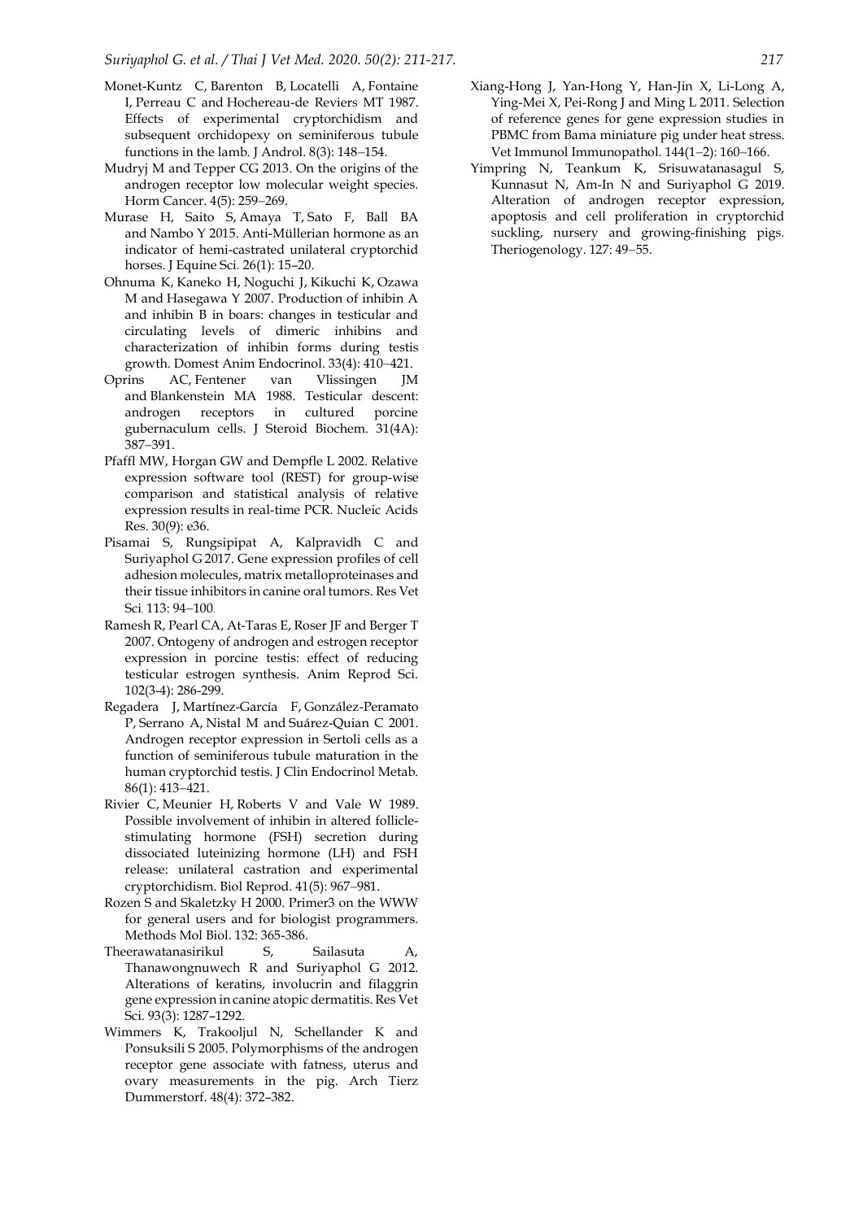Monet-Kuntz C, Barenton B, Locatelli A, Fontaine I, Perreau C and Hochereau-de Reviers MT 1987. Effects of experimental cryptorchidism and subsequent orchidopexy on seminiferous tubule functions in the lamb. J Androl. 8(3): 148–154.

Mudryj M and Tepper CG 2013. On the origins of the androgen receptor low molecular weight species. Horm Cancer. 4(5): 259–269.

Murase H, Saito S, Amaya T, Sato F, Ball BA and Nambo Y 2015. Anti-Müllerian hormone as an indicator of hemi-castrated unilateral cryptorchid horses. J Equine Sci. 26(1): 15–20.

Ohnuma K, Kaneko H, Noguchi J, Kikuchi K, Ozawa M and Hasegawa Y 2007. Production of inhibin A and inhibin B in boars: changes in testicular and circulating levels of dimeric inhibins and characterization of inhibin forms during testis growth. Domest Anim Endocrinol. 33(4): 410–421.

Oprins AC, Fentener van Vlissingen JM and Blankenstein MA 1988. Testicular descent: androgen receptors in cultured porcine gubernaculum cells. J Steroid Biochem. 31(4A): 387–391.

Pfaffl MW, Horgan GW and Dempfle L 2002. Relative expression software tool (REST) for group-wise comparison and statistical analysis of relative expression results in real-time PCR. Nucleic Acids Res. 30(9): e36.

Pisamai S, Rungsipipat A, Kalpravidh C and Suriyaphol G 2017. Gene expression profiles of cell adhesion molecules, matrix metalloproteinases and their tissue inhibitors in canine oral tumors. Res Vet Sci. 113: 94–100.

Ramesh R, Pearl CA, At-Taras E, Roser JF and Berger T 2007. Ontogeny of androgen and estrogen receptor expression in porcine testis: effect of reducing testicular estrogen synthesis. Anim Reprod Sci. 102(3-4): 286-299.

Regadera J, Martínez-García F, González-Peramato P, Serrano A, Nistal M and Suárez-Quian C 2001. Androgen receptor expression in Sertoli cells as a function of seminiferous tubule maturation in the human cryptorchid testis. J Clin Endocrinol Metab. 86(1): 413–421.

Rivier C, Meunier H, Roberts V and Vale W 1989. Possible involvement of inhibin in altered follicle-stimulating hormone (FSH) secretion during dissociated luteinizing hormone (LH) and FSH release: unilateral castration and experimental cryptorchidism. Biol Reprod. 41(5): 967–981.

Rozen S and Skaletzky H 2000. Primer3 on the WWW for general users and for biologist programmers. Methods Mol Biol. 132: 365-386.

Theerawatanasirikul S, Sailasuta A, Thanawongnuwech R and Suriyaphol G 2012. Alterations of keratins, involucrin and filaggrin gene expression in canine atopic dermatitis. Res Vet Sci. 93(3): 1287–1292.

Wimmers K, Trakooljul N, Schellander K and Ponsuksili S 2005. Polymorphisms of the androgen receptor gene associate with fatness, uterus and ovary measurements in the pig. Arch Tierz Dummerstorf. 48(4): 372–382.

Xiang-Hong J, Yan-Hong Y, Han-Jin X, Li-Long A, Ying-Mei X, Pei-Rong J and Ming L 2011. Selection of reference genes for gene expression studies in PBMC from Bama miniature pig under heat stress. Vet Immunol Immunopathol. 144(1–2): 160–166.

Yimpring N, Teankum K, Srisuwatanasagul S, Kunnasut N, Am-In N and Suriyaphol G 2019. Alteration of androgen receptor expression, apoptosis and cell proliferation in cryptorchid suckling, nursery and growing-finishing pigs. Theriogenology. 127: 49–55.